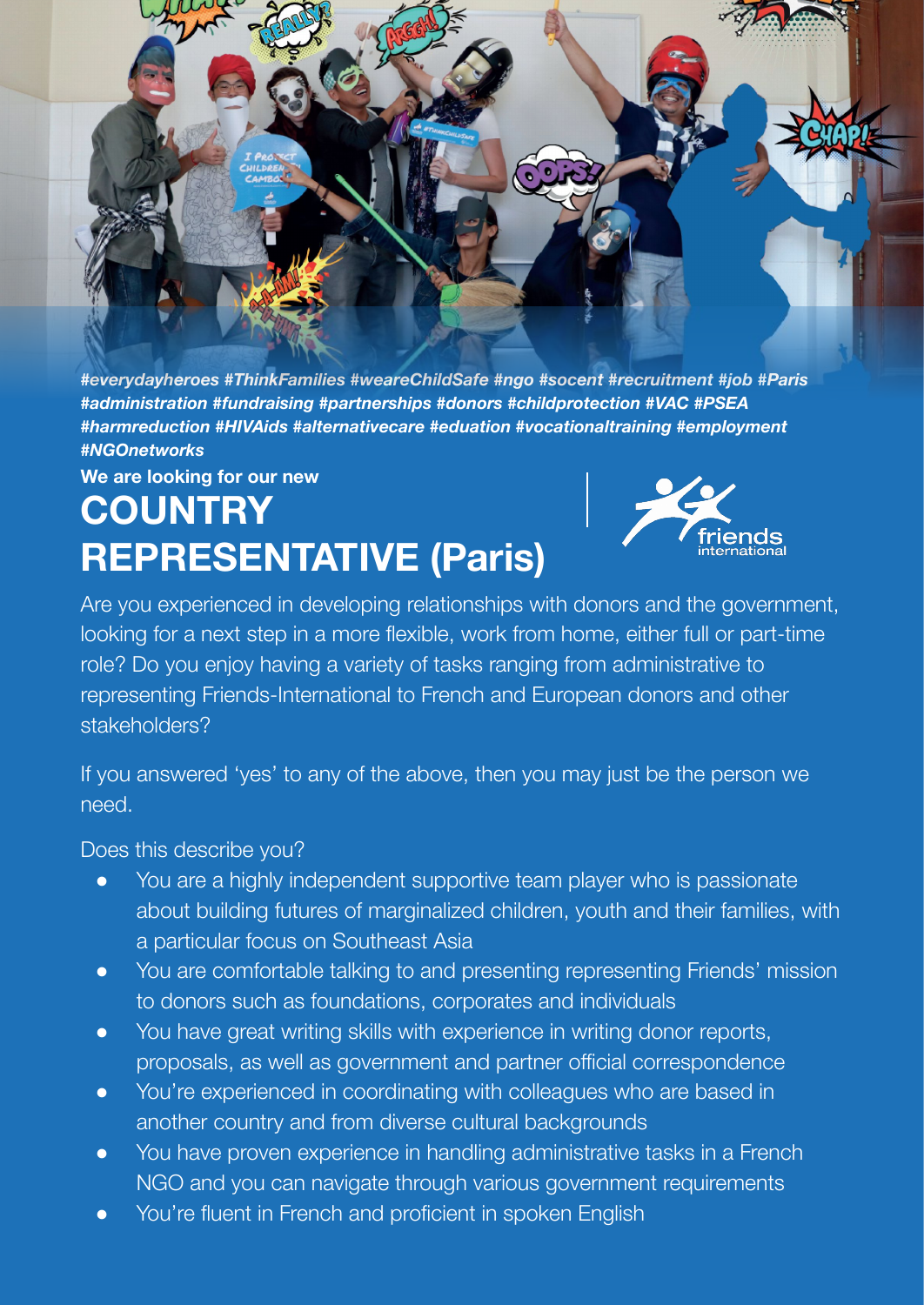*#everydayheroes #ThinkFamilies #weareChildSafe #ngo #socent #recruitment #job #Paris #administration #fundraising #partnerships #donors #childprotection #VAC #PSEA #harmreduction #HIVAids #alternativecare #eduation #vocationaltraining #employment #NGOnetworks*

**We are looking for our new**

# COUNTRY REPRESENTATIVE (Paris)

friends international

Are you experienced in developing relationships with donors and the government, looking for a next step in a more flexible, work from home, either full or part-time role? Do you enjoy having a variety of tasks ranging from administrative to representing Friends-International to French and European donors and other stakeholders?

If you answered 'yes' to any of the above, then you may just be the person we need.

Does this describe you?

- You are a highly independent supportive team player who is passionate about building futures of marginalized children, youth and their families, with a particular focus on Southeast Asia
- You are comfortable talking to and presenting representing Friends' mission to donors such as foundations, corporates and individuals
- You have great writing skills with experience in writing donor reports, proposals, as well as government and partner official correspondence
- You're experienced in coordinating with colleagues who are based in another country and from diverse cultural backgrounds
- You have proven experience in handling administrative tasks in a French NGO and you can navigate through various government requirements
- You're fluent in French and proficient in spoken English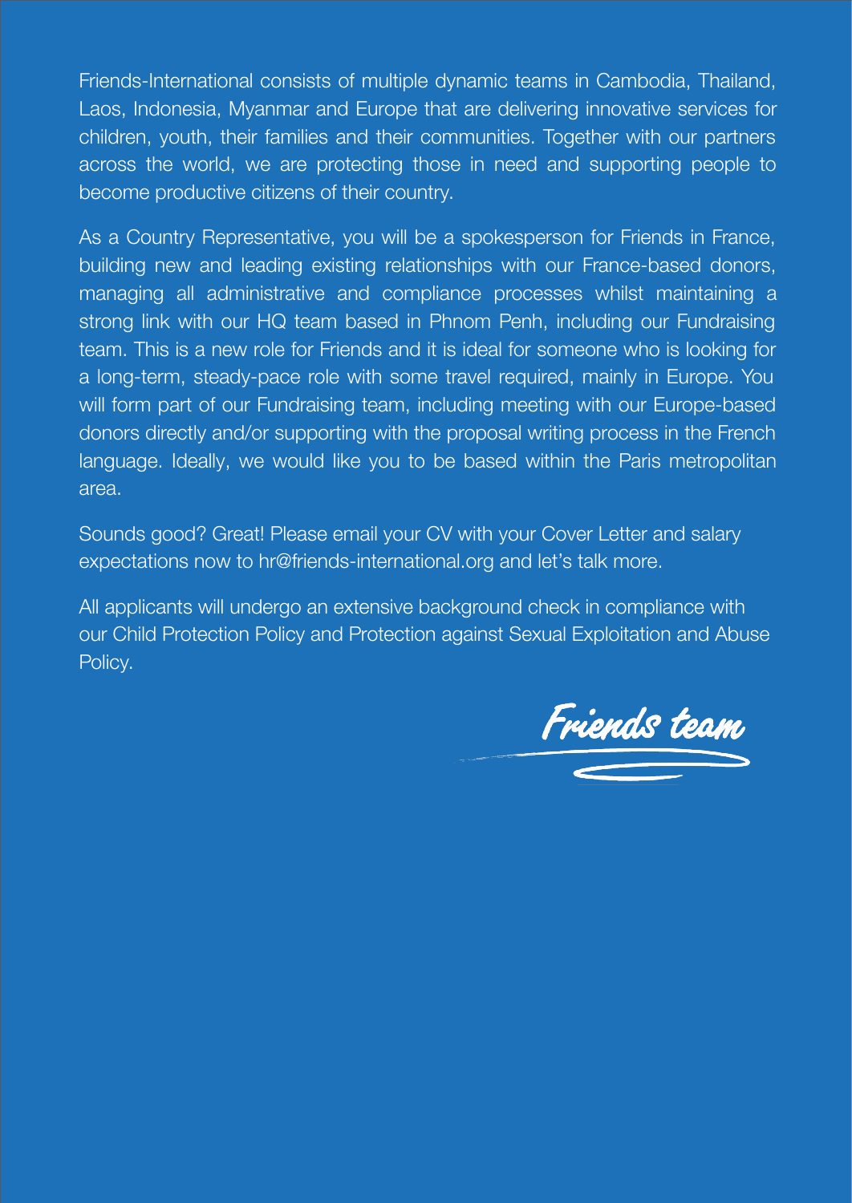Friends-International consists of multiple dynamic teams in Cambodia, Thailand, Laos, Indonesia, Myanmar and Europe that are delivering innovative services for children, youth, their families and their communities. Together with our partners across the world, we are protecting those in need and supporting people to become productive citizens of their country.

As a Country Representative, you will be a spokesperson for Friends in France, building new and leading existing relationships with our France-based donors, managing all administrative and compliance processes whilst maintaining a strong link with our HQ team based in Phnom Penh, including our Fundraising team. This is a new role for Friends and it is ideal for someone who is looking for a long-term, steady-pace role with some travel required, mainly in Europe. You will form part of our Fundraising team, including meeting with our Europe-based donors directly and/or supporting with the proposal writing process in the French language. Ideally, we would like you to be based within the Paris metropolitan area.

Sounds good? Great! Please email your CV with your Cover Letter and salary expectations now to hr@friends-international.org and let's talk more.

All applicants will undergo an extensive background check in compliance with our Child Protection Policy and Protection against Sexual Exploitation and Abuse Policy.

*Friends team*